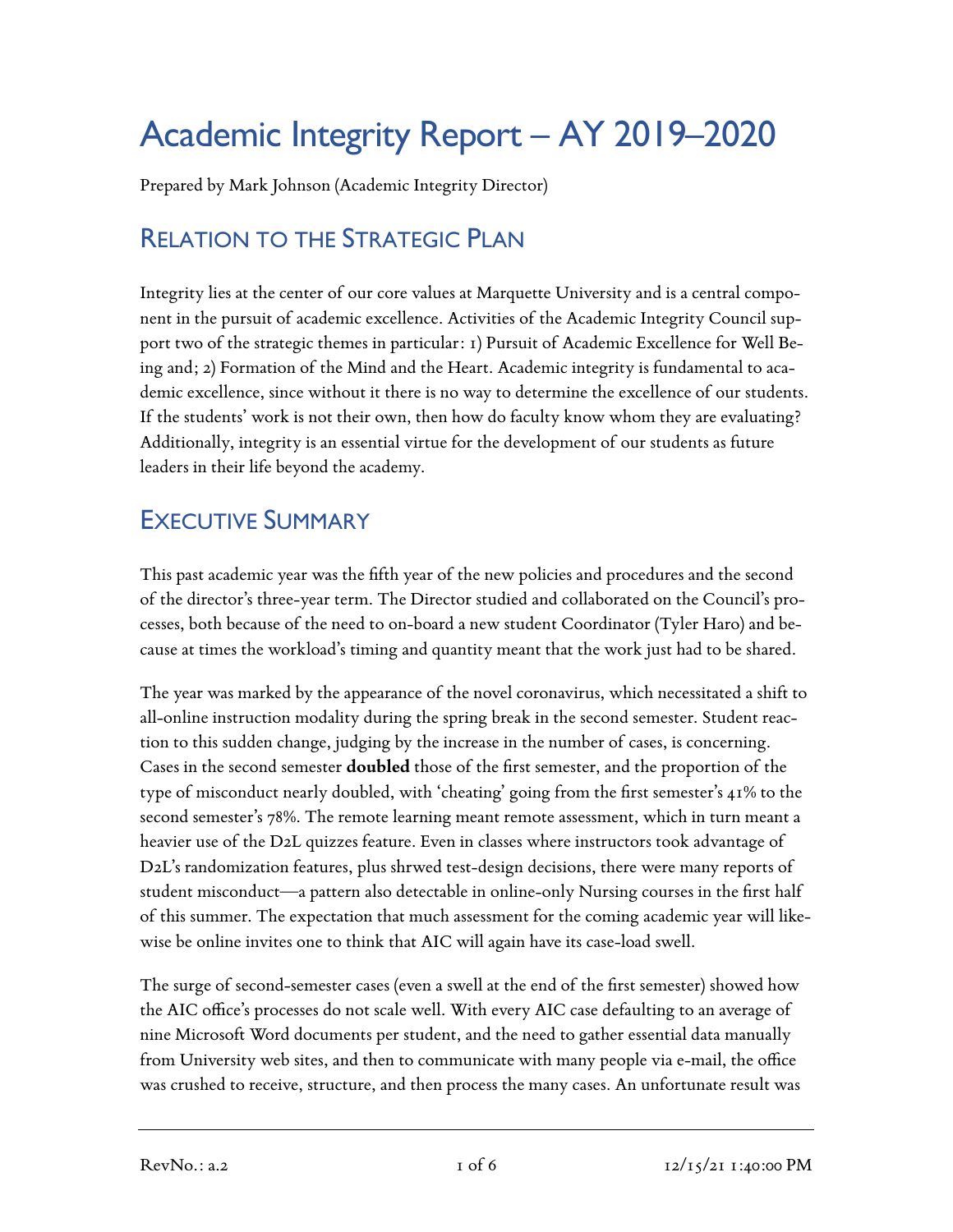# Academic Integrity Report – AY 2019–2020

Prepared by Mark Johnson (Academic Integrity Director)

## Relation to the Strategic Plan

Integrity lies at the center of our core values at Marquette University and is a central component in the pursuit of academic excellence. Activities of the Academic Integrity Council support two of the strategic themes in particular: 1) Pursuit of Academic Excellence for Well Being and; 2) Formation of the Mind and the Heart. Academic integrity is fundamental to academic excellence, since without it there is no way to determine the excellence of our students. If the students' work is not their own, then how do faculty know whom they are evaluating? Additionally, integrity is an essential virtue for the development of our students as future leaders in their life beyond the academy.

## Executive Summary

This past academic year was the fifth year of the new policies and procedures and the second of the director's three-year term. The Director studied and collaborated on the Council's processes, both because of the need to on-board a new student Coordinator (Tyler Haro) and because at times the workload's timing and quantity meant that the work just had to be shared.

The year was marked by the appearance of the novel coronavirus, which necessitated a shift to all-online instruction modality during the spring break in the second semester. Student reaction to this sudden change, judging by the increase in the number of cases, is concerning. Cases in the second semester **doubled** those of the first semester, and the proportion of the type of misconduct nearly doubled, with 'cheating' going from the first semester's 41% to the second semester's 78%. The remote learning meant remote assessment, which in turn meant a heavier use of the D2L quizzes feature. Even in classes where instructors took advantage of D2L's randomization features, plus shrwed test-design decisions, there were many reports of student misconduct—a pattern also detectable in online-only Nursing courses in the first half of this summer. The expectation that much assessment for the coming academic year will likewise be online invites one to think that AIC will again have its case-load swell.

The surge of second-semester cases (even a swell at the end of the first semester) showed how the AIC office's processes do not scale well. With every AIC case defaulting to an average of nine Microsoft Word documents per student, and the need to gather essential data manually from University web sites, and then to communicate with many people via e-mail, the office was crushed to receive, structure, and then process the many cases. An unfortunate result was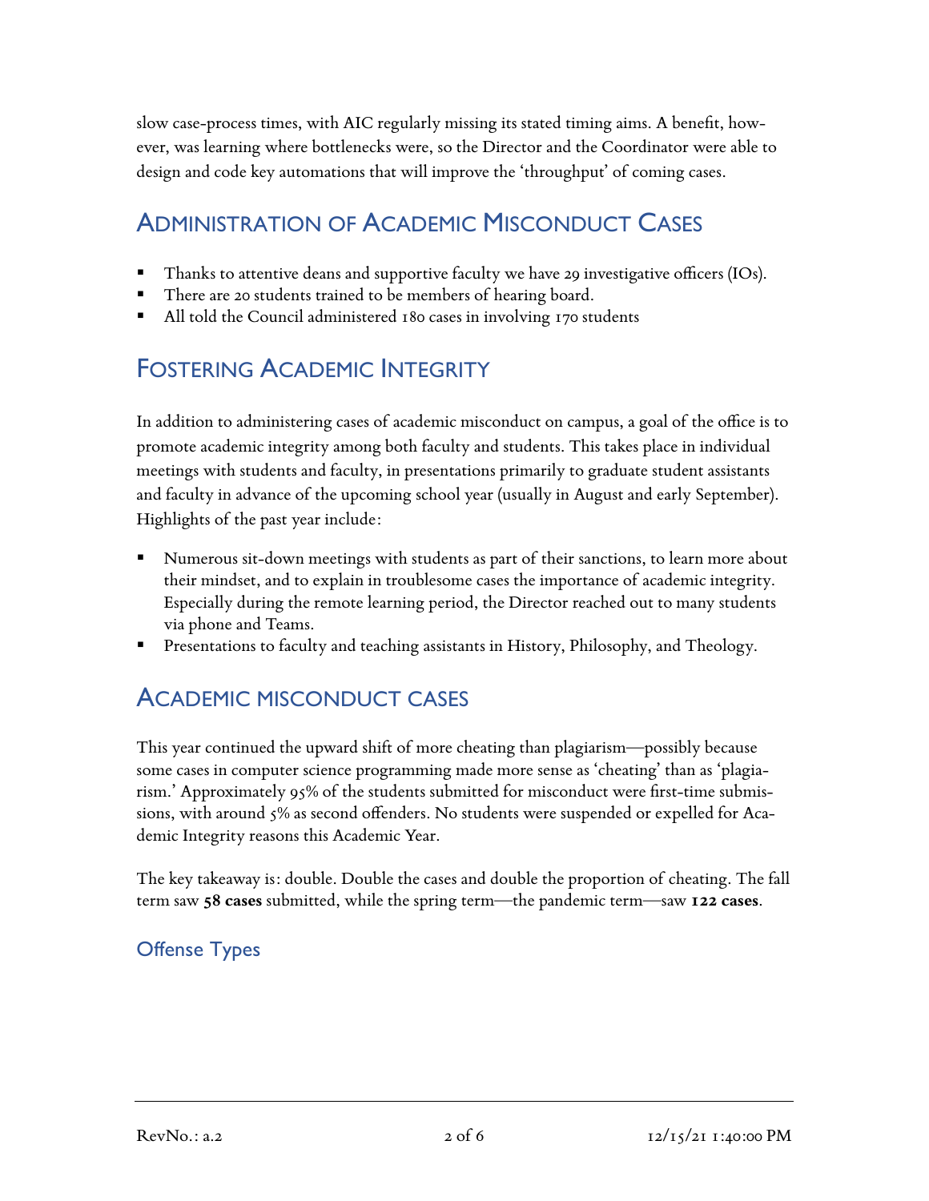slow case-process times, with AIC regularly missing its stated timing aims. A benefit, however, was learning where bottlenecks were, so the Director and the Coordinator were able to design and code key automations that will improve the 'throughput' of coming cases.

## Administration of Academic Misconduct Cases

- Thanks to attentive deans and supportive faculty we have 29 investigative officers (IOs).
- There are 20 students trained to be members of hearing board.
- All told the Council administered 180 cases in involving 170 students

## Fostering Academic Integrity

In addition to administering cases of academic misconduct on campus, a goal of the office is to promote academic integrity among both faculty and students. This takes place in individual meetings with students and faculty, in presentations primarily to graduate student assistants and faculty in advance of the upcoming school year (usually in August and early September). Highlights of the past year include:

- Numerous sit-down meetings with students as part of their sanctions, to learn more about their mindset, and to explain in troublesome cases the importance of academic integrity. Especially during the remote learning period, the Director reached out to many students via phone and Teams.
- Presentations to faculty and teaching assistants in History, Philosophy, and Theology.

## Academic misconduct cases

This year continued the upward shift of more cheating than plagiarism—possibly because some cases in computer science programming made more sense as 'cheating' than as 'plagiarism.' Approximately 95% of the students submitted for misconduct were first-time submissions, with around 5% as second offenders. No students were suspended or expelled for Academic Integrity reasons this Academic Year.

The key takeaway is: double. Double the cases and double the proportion of cheating. The fall term saw **58 cases** submitted, while the spring term—the pandemic term—saw **122 cases**.

### Offense Types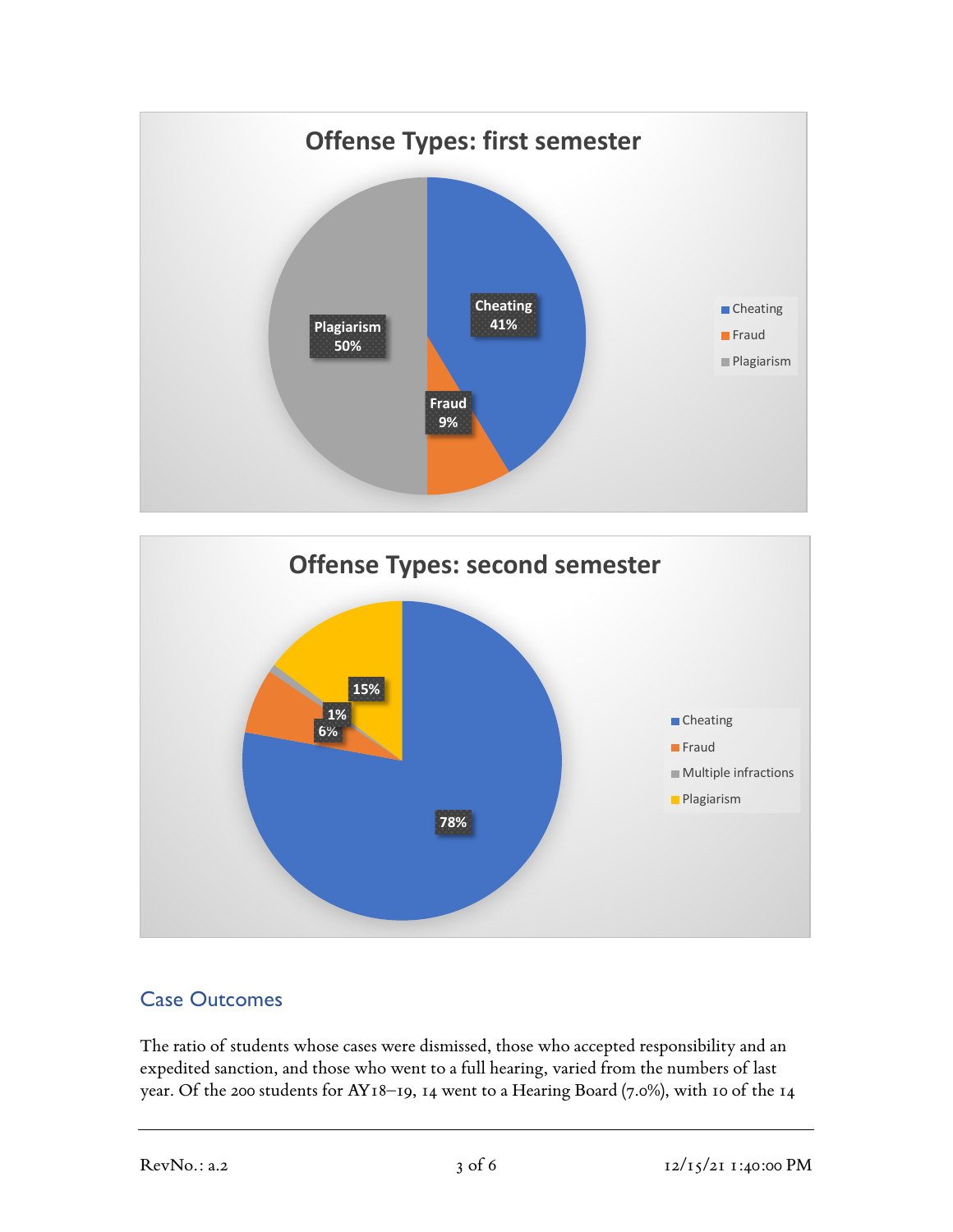**Offense Types: first semester**

| Offense Type | Percentage |
| --- | --- |
| Cheating | 41% |
| Fraud | 9% |
| Plagiarism | 50% |

**Offense Types: second semester**

| Offense Type | Percentage |
| --- | --- |
| Cheating | 78% |
| Fraud | 6% |
| Multiple infractions | 1% |
| Plagiarism | 15% |

## Case Outcomes

The ratio of students whose cases were dismissed, those who accepted responsibility and an expedited sanction, and those who went to a full hearing, varied from the numbers of last year. Of the 200 students for AY18–19, 14 went to a Hearing Board (7.0%), with 10 of the 14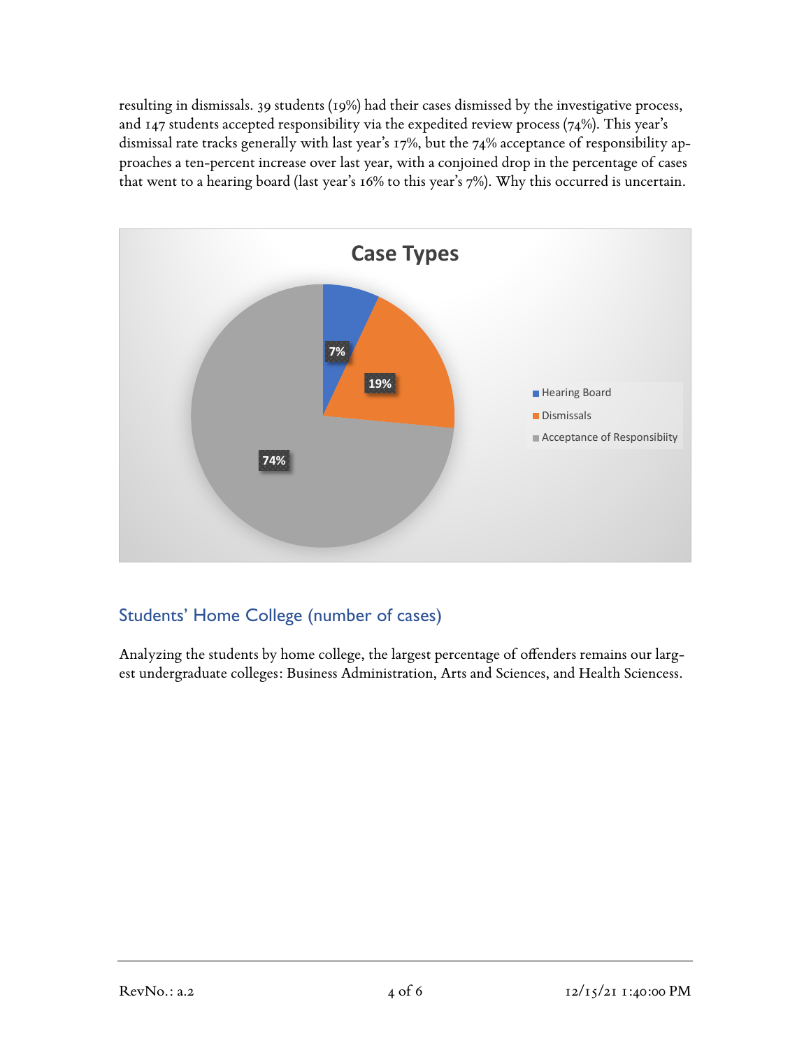resulting in dismissals. 39 students (19%) had their cases dismissed by the investigative process, and 147 students accepted responsibility via the expedited review process (74%). This year's dismissal rate tracks generally with last year's 17%, but the 74% acceptance of responsibility approaches a ten-percent increase over last year, with a conjoined drop in the percentage of cases that went to a hearing board (last year's 16% to this year's 7%). Why this occurred is uncertain.

**Case Types**

| Case Type | Percentage |
|---|---|
| Hearing Board | 7% |
| Dismissals | 19% |
| Acceptance of Responsibility | 74% |

## Students' Home College (number of cases)

Analyzing the students by home college, the largest percentage of offenders remains our largest undergraduate colleges: Business Administration, Arts and Sciences, and Health Sciencess.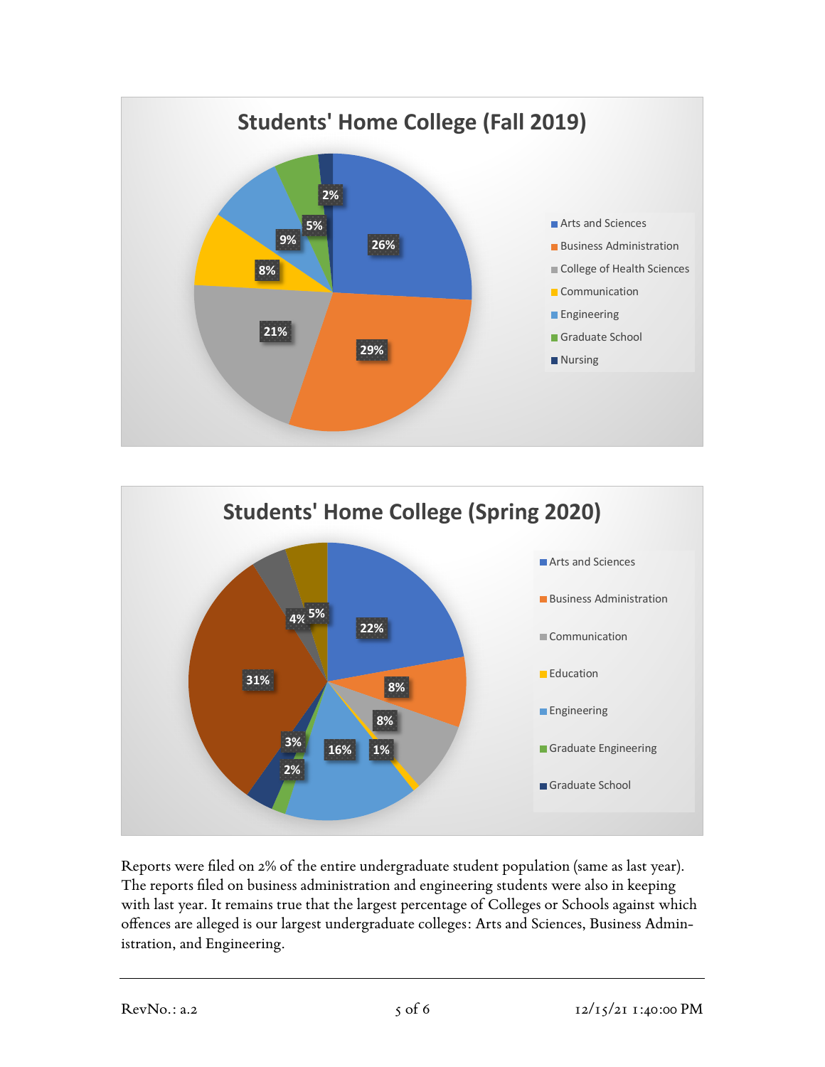**Students' Home College (Fall 2019)**

| College | Percentage |
|---|---|
| Arts and Sciences | 26% |
| Business Administration | 29% |
| College of Health Sciences | 21% |
| Communication | 8% |
| Engineering | 9% |
| Graduate School | 5% |
| Nursing | 2% |

**Students' Home College (Spring 2020)**

| College | Percentage |
|---|---|
| Arts and Sciences | 22% |
| Business Administration | 8% |
| Communication | 8% |
| Education | 1% |
| Engineering | 16% |
| Graduate Engineering | 2% |
| Graduate School | 3% |
| (unlabeled) | 31% |
| (unlabeled) | 4% |
| (unlabeled) | 5% |

Reports were filed on 2% of the entire undergraduate student population (same as last year). The reports filed on business administration and engineering students were also in keeping with last year. It remains true that the largest percentage of Colleges or Schools against which offences are alleged is our largest undergraduate colleges: Arts and Sciences, Business Administration, and Engineering.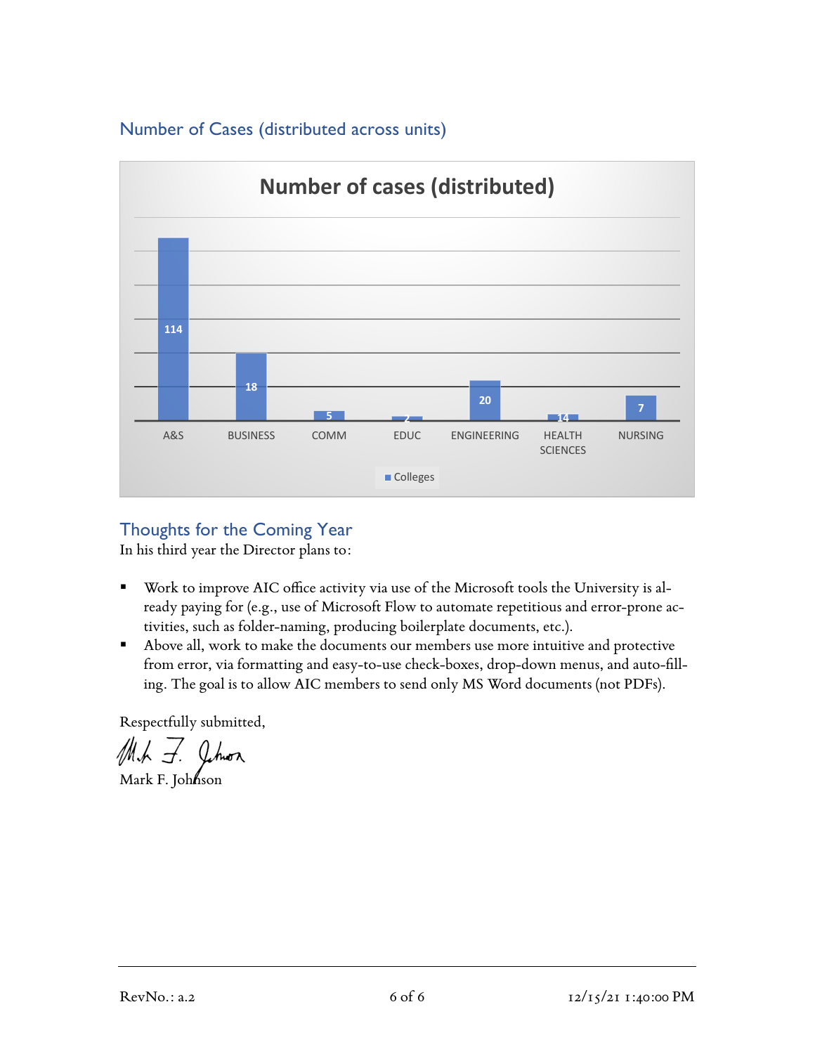## Number of Cases (distributed across units)

Number of cases (distributed)

114
18
5
2
20
14
7

A&S
BUSINESS
COMM
EDUC
ENGINEERING
HEALTH SCIENCES
NURSING

Colleges

## Thoughts for the Coming Year

In his third year the Director plans to:

- Work to improve AIC office activity via use of the Microsoft tools the University is already paying for (e.g., use of Microsoft Flow to automate repetitious and error-prone activities, such as folder-naming, producing boilerplate documents, etc.).
- Above all, work to make the documents our members use more intuitive and protective from error, via formatting and easy-to-use check-boxes, drop-down menus, and auto-filling. The goal is to allow AIC members to send only MS Word documents (not PDFs).

Respectfully submitted,

Mark F. Johnson